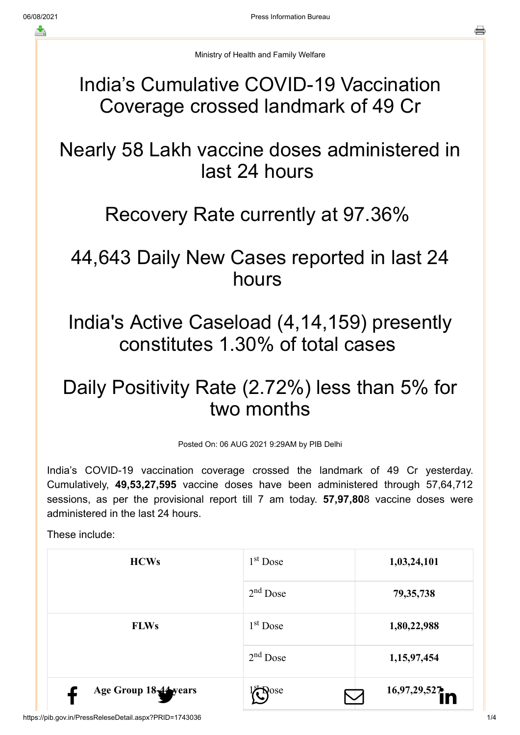Ministry of Health and Family Welfare

# India's Cumulative COVID-19 Vaccination Coverage crossed landmark of 49 Cr

# Nearly 58 Lakh vaccine doses administered in last 24 hours

# Recovery Rate currently at 97.36%

# 44,643 Daily New Cases reported in last 24 hours

# India's Active Caseload (4,14,159) presently constitutes 1.30% of total cases

# Daily Positivity Rate (2.72%) less than 5% for two months

Posted On: 06 AUG 2021 9:29AM by PIB Delhi

India's COVID-19 vaccination coverage crossed the landmark of 49 Cr yesterday. Cumulatively, **49,53,27,595** vaccine doses have been administered through 57,64,712 sessions, as per the provisional report till 7 am today. **57,97,80**8 vaccine doses were administered in the last 24 hours.

These include:

| | | |
|---|---|---|
| **HCWs** | 1st Dose | **1,03,24,101** |
| | 2nd Dose | **79,35,738** |
| **FLWs** | 1st Dose | **1,80,22,988** |
| | 2nd Dose | **1,15,97,454** |
| **Age Group 18-44 years** | 1st Dose | **16,97,29,527** |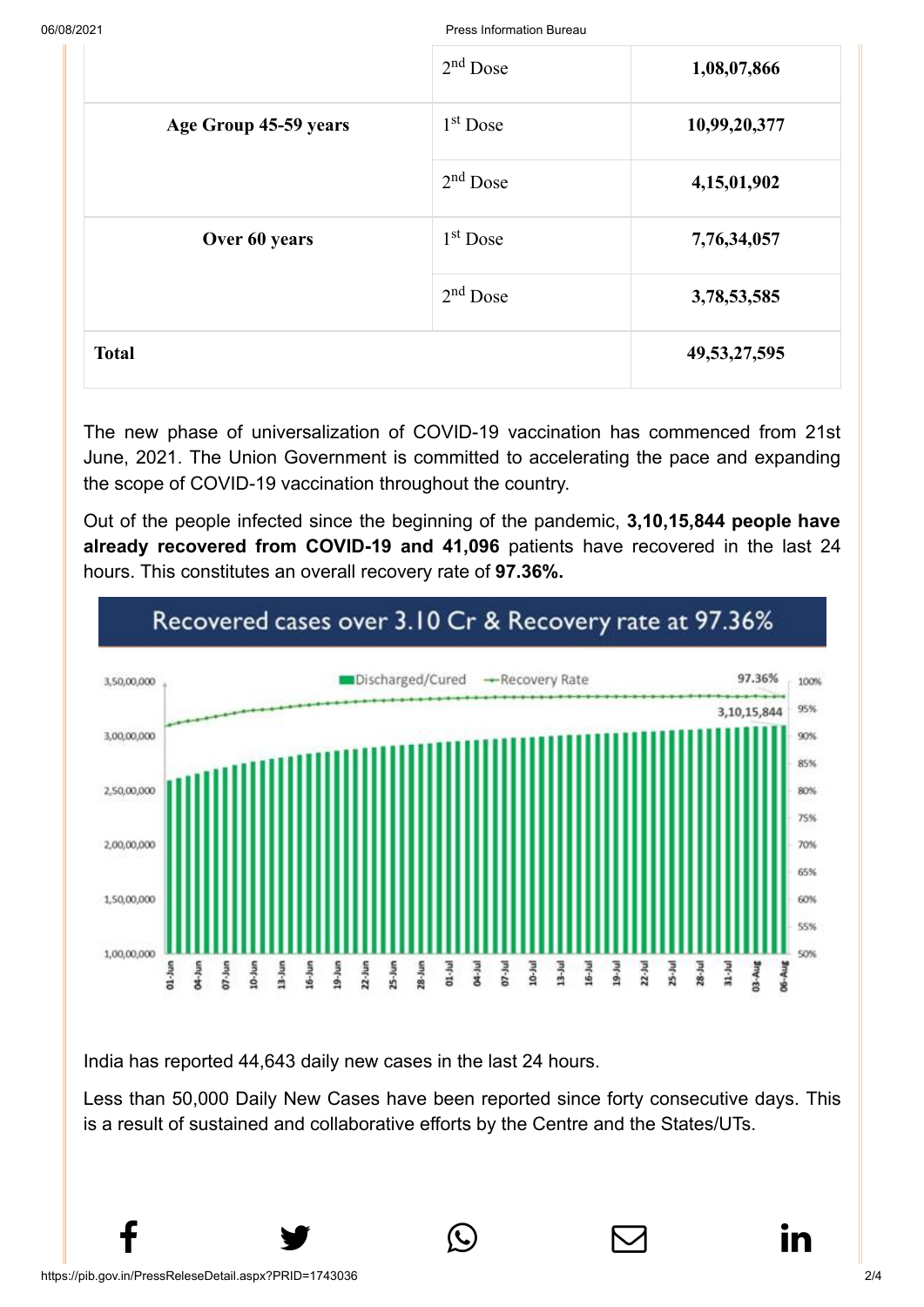|  | $2^{nd}$ Dose | **1,08,07,866** |
|---|---|---|
| **Age Group 45-59 years** | $1^{st}$ Dose | **10,99,20,377** |
|  | $2^{nd}$ Dose | **4,15,01,902** |
| **Over 60 years** | $1^{st}$ Dose | **7,76,34,057** |
|  | $2^{nd}$ Dose | **3,78,53,585** |
| **Total** |  | **49,53,27,595** |

The new phase of universalization of COVID-19 vaccination has commenced from 21st June, 2021. The Union Government is committed to accelerating the pace and expanding the scope of COVID-19 vaccination throughout the country.

Out of the people infected since the beginning of the pandemic, **3,10,15,844 people have already recovered from COVID-19 and 41,096** patients have recovered in the last 24 hours. This constitutes an overall recovery rate of **97.36%.**

Recovered cases over 3.10 Cr & Recovery rate at 97.36%

India has reported 44,643 daily new cases in the last 24 hours.

Less than 50,000 Daily New Cases have been reported since forty consecutive days. This is a result of sustained and collaborative efforts by the Centre and the States/UTs.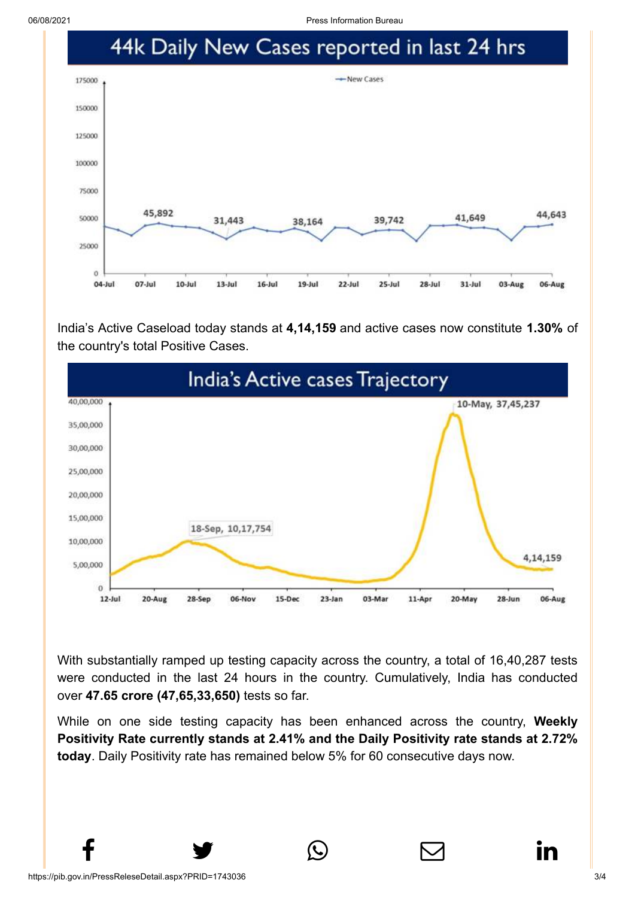## 44k Daily New Cases reported in last 24 hrs

India's Active Caseload today stands at **4,14,159** and active cases now constitute **1.30%** of the country's total Positive Cases.

## India's Active cases Trajectory

With substantially ramped up testing capacity across the country, a total of 16,40,287 tests were conducted in the last 24 hours in the country. Cumulatively, India has conducted over **47.65 crore (47,65,33,650)** tests so far.

While on one side testing capacity has been enhanced across the country, **Weekly Positivity Rate currently stands at 2.41% and the Daily Positivity rate stands at 2.72% today**. Daily Positivity rate has remained below 5% for 60 consecutive days now.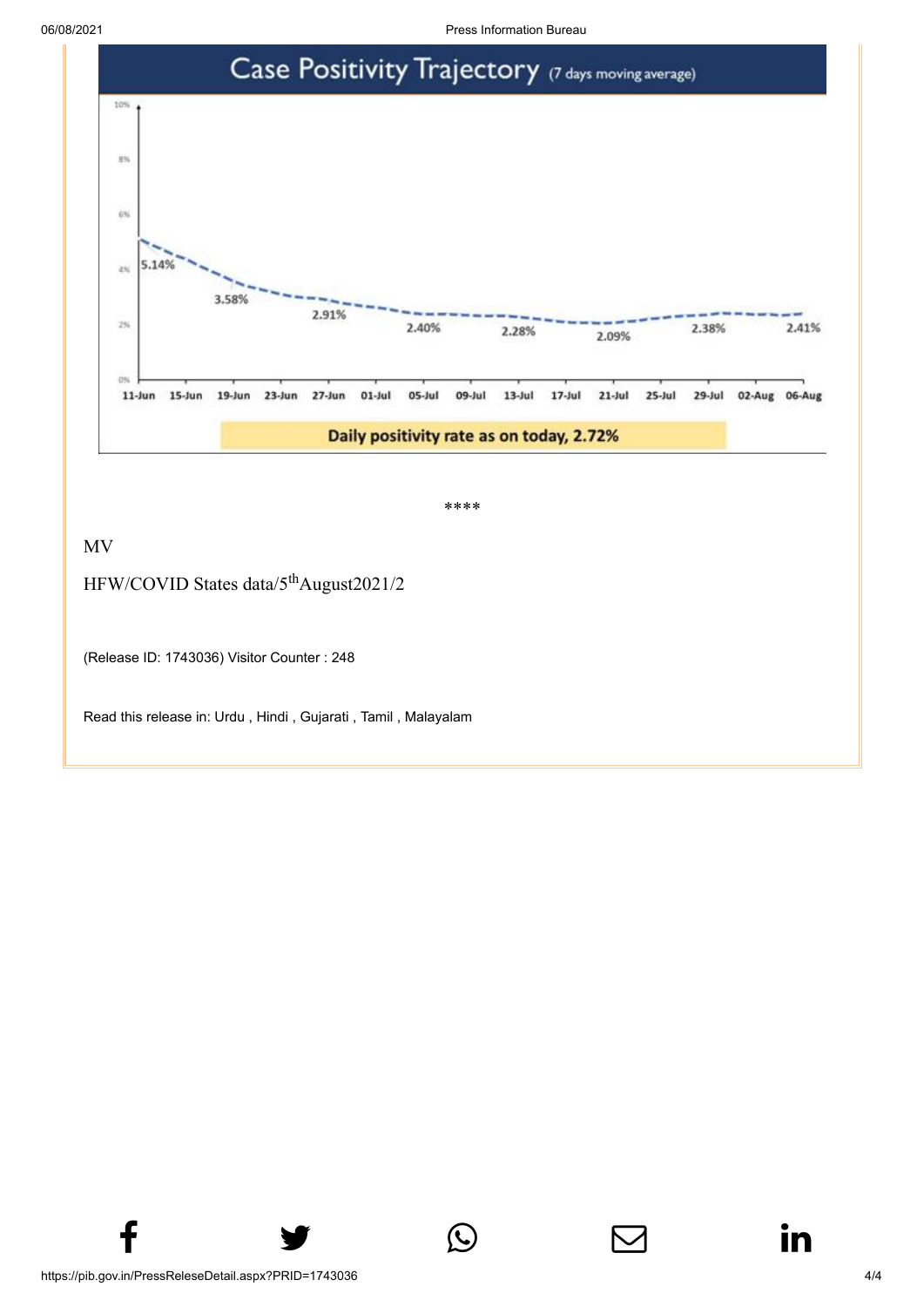## Case Positivity Trajectory (7 days moving average)

10%
8%
6%
4%
2%
0%

5.14%
3.58%
2.91%
2.40%
2.28%
2.09%
2.38%
2.41%

11-Jun 15-Jun 19-Jun 23-Jun 27-Jun 01-Jul 05-Jul 09-Jul 13-Jul 17-Jul 21-Jul 25-Jul 29-Jul 02-Aug 06-Aug

**Daily positivity rate as on today, 2.72%**

****

MV

HFW/COVID States data/5thAugust2021/2

(Release ID: 1743036) Visitor Counter : 248

Read this release in: Urdu , Hindi , Gujarati , Tamil , Malayalam